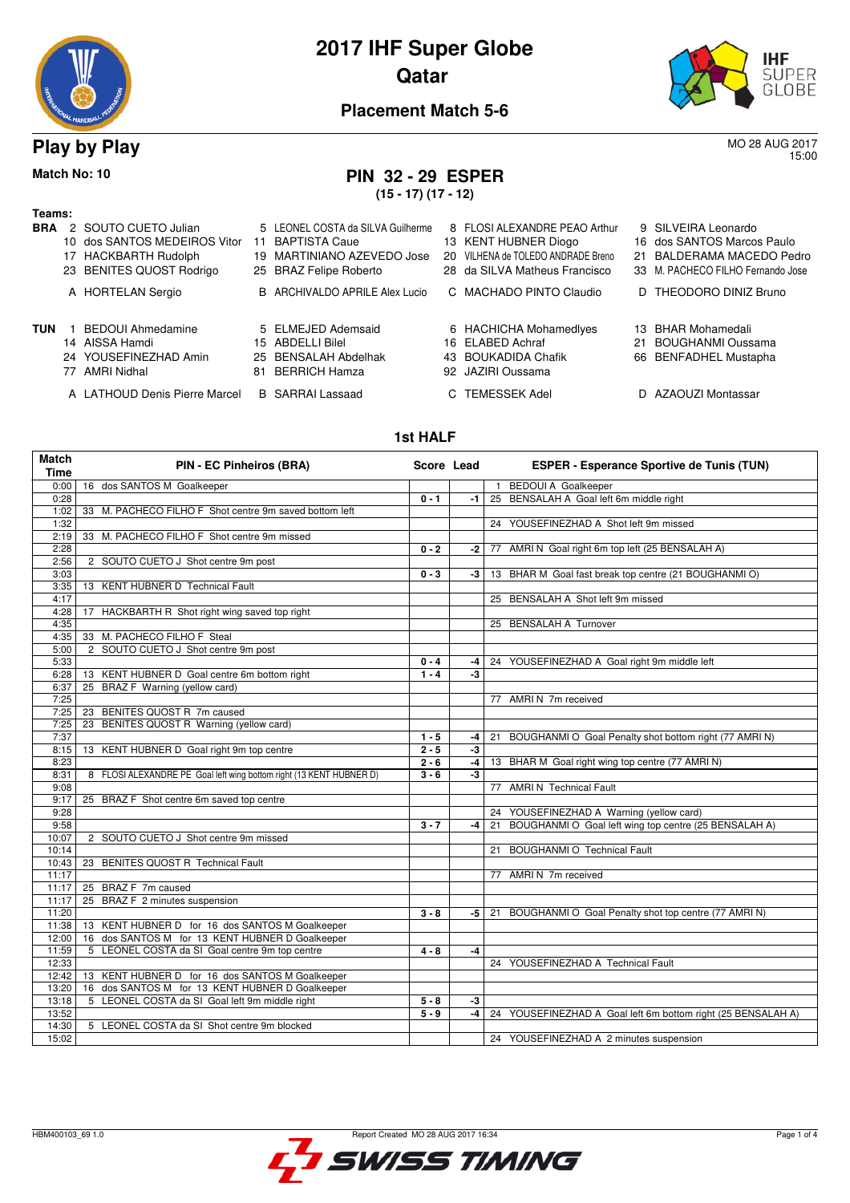# 2017 IHF Super Globe
## Qatar
### Placement Match 5-6

## Play by Play

MO 28 AUG 2017
15:00

**Match No: 10**

## PIN 32 - 29 ESPER
**(15 - 17) (17 - 12)**

**Teams:**

**BRA**
- 2 SOUTO CUETO Julian
- 5 LEONEL COSTA da SILVA Guilherme
- 8 FLOSI ALEXANDRE PEAO Arthur
- 9 SILVEIRA Leonardo
- 10 dos SANTOS MEDEIROS Vitor
- 11 BAPTISTA Caue
- 13 KENT HUBNER Diogo
- 16 dos SANTOS Marcos Paulo
- 17 HACKBARTH Rudolph
- 19 MARTINIANO AZEVEDO Jose
- 20 VILHENA de TOLEDO ANDRADE Breno
- 21 BALDERAMA MACEDO Pedro
- 23 BENITES QUOST Rodrigo
- 25 BRAZ Felipe Roberto
- 28 da SILVA Matheus Francisco
- 33 M. PACHECO FILHO Fernando Jose
- A HORTELAN Sergio
- B ARCHIVALDO APRILE Alex Lucio
- C MACHADO PINTO Claudio
- D THEODORO DINIZ Bruno

**TUN**
- 1 BEDOUI Ahmedamine
- 5 ELMEJED Ademsaid
- 6 HACHICHA Mohamedlyes
- 13 BHAR Mohamedali
- 14 AISSA Hamdi
- 15 ABDELLI Bilel
- 16 ELABED Achraf
- 21 BOUGHANMI Oussama
- 24 YOUSEFINEZHAD Amin
- 25 BENSALAH Abdelhak
- 43 BOUKADIDA Chafik
- 66 BENFADHEL Mustapha
- 77 AMRI Nidhal
- 81 BERRICH Hamza
- 92 JAZIRI Oussama
- A LATHOUD Denis Pierre Marcel
- B SARRAI Lassaad
- C TEMESSEK Adel
- D AZAOUZI Montassar

### 1st HALF

| Match Time | PIN - EC Pinheiros (BRA) | Score | Lead | ESPER - Esperance Sportive de Tunis (TUN) |
|---|---|---|---|---|
| 0:00 | 16 dos SANTOS M Goalkeeper | | | 1 BEDOUI A Goalkeeper |
| 0:28 | | 0 - 1 | -1 | 25 BENSALAH A Goal left 6m middle right |
| 1:02 | 33 M. PACHECO FILHO F Shot centre 9m saved bottom left | | | |
| 1:32 | | | | 24 YOUSEFINEZHAD A Shot left 9m missed |
| 2:19 | 33 M. PACHECO FILHO F Shot centre 9m missed | | | |
| 2:28 | | 0 - 2 | -2 | 77 AMRI N Goal right 6m top left (25 BENSALAH A) |
| 2:56 | 2 SOUTO CUETO J Shot centre 9m post | | | |
| 3:03 | | 0 - 3 | -3 | 13 BHAR M Goal fast break top centre (21 BOUGHANMI O) |
| 3:35 | 13 KENT HUBNER D Technical Fault | | | |
| 4:17 | | | | 25 BENSALAH A Shot left 9m missed |
| 4:28 | 17 HACKBARTH R Shot right wing saved top right | | | |
| 4:35 | | | | 25 BENSALAH A Turnover |
| 4:35 | 33 M. PACHECO FILHO F Steal | | | |
| 5:00 | 2 SOUTO CUETO J Shot centre 9m post | | | |
| 5:33 | | 0 - 4 | -4 | 24 YOUSEFINEZHAD A Goal right 9m middle left |
| 6:28 | 13 KENT HUBNER D Goal centre 6m bottom right | 1 - 4 | -3 | |
| 6:37 | 25 BRAZ F Warning (yellow card) | | | |
| 7:25 | | | | 77 AMRI N 7m received |
| 7:25 | 23 BENITES QUOST R 7m caused | | | |
| 7:25 | 23 BENITES QUOST R Warning (yellow card) | | | |
| 7:37 | | 1 - 5 | -4 | 21 BOUGHANMI O Goal Penalty shot bottom right (77 AMRI N) |
| 8:15 | 13 KENT HUBNER D Goal right 9m top centre | 2 - 5 | -3 | |
| 8:23 | | 2 - 6 | -4 | 13 BHAR M Goal right wing top centre (77 AMRI N) |
| 8:31 | 8 FLOSI ALEXANDRE PE Goal left wing bottom right (13 KENT HUBNER D) | 3 - 6 | -3 | |
| 9:08 | | | | 77 AMRI N Technical Fault |
| 9:17 | 25 BRAZ F Shot centre 6m saved top centre | | | |
| 9:28 | | | | 24 YOUSEFINEZHAD A Warning (yellow card) |
| 9:58 | | 3 - 7 | -4 | 21 BOUGHANMI O Goal left wing top centre (25 BENSALAH A) |
| 10:07 | 2 SOUTO CUETO J Shot centre 9m missed | | | |
| 10:14 | | | | 21 BOUGHANMI O Technical Fault |
| 10:43 | 23 BENITES QUOST R Technical Fault | | | |
| 11:17 | | | | 77 AMRI N 7m received |
| 11:17 | 25 BRAZ F 7m caused | | | |
| 11:17 | 25 BRAZ F 2 minutes suspension | | | |
| 11:20 | | 3 - 8 | -5 | 21 BOUGHANMI O Goal Penalty shot top centre (77 AMRI N) |
| 11:38 | 13 KENT HUBNER D for 16 dos SANTOS M Goalkeeper | | | |
| 12:00 | 16 dos SANTOS M for 13 KENT HUBNER D Goalkeeper | | | |
| 11:59 | 5 LEONEL COSTA da SI Goal centre 9m top centre | 4 - 8 | -4 | |
| 12:33 | | | | 24 YOUSEFINEZHAD A Technical Fault |
| 12:42 | 13 KENT HUBNER D for 16 dos SANTOS M Goalkeeper | | | |
| 13:20 | 16 dos SANTOS M for 13 KENT HUBNER D Goalkeeper | | | |
| 13:18 | 5 LEONEL COSTA da SI Goal left 9m middle right | 5 - 8 | -3 | |
| 13:52 | | 5 - 9 | -4 | 24 YOUSEFINEZHAD A Goal left 6m bottom right (25 BENSALAH A) |
| 14:30 | 5 LEONEL COSTA da SI Shot centre 9m blocked | | | |
| 15:02 | | | | 24 YOUSEFINEZHAD A 2 minutes suspension |

HBM400103_69 1.0 Report Created MO 28 AUG 2017 16:34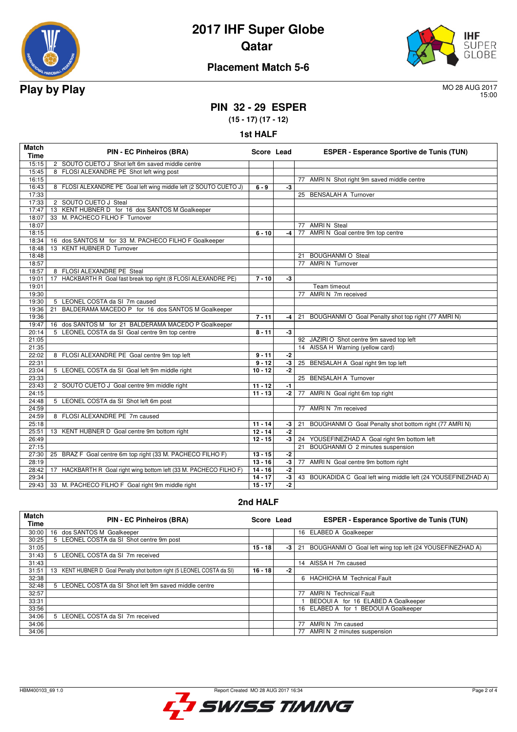# 2017 IHF Super Globe
# Qatar

## Placement Match 5-6

**Play by Play**

MO 28 AUG 2017
15:00

## PIN 32 - 29 ESPER

**(15 - 17) (17 - 12)**

### 1st HALF

| Match Time | PIN - EC Pinheiros (BRA) | Score | Lead | ESPER - Esperance Sportive de Tunis (TUN) |
|---|---|---|---|---|
| 15:15 | 2 SOUTO CUETO J Shot left 6m saved middle centre | | | |
| 15:45 | 8 FLOSI ALEXANDRE PE Shot left wing post | | | |
| 16:15 | | | | 77 AMRI N Shot right 9m saved middle centre |
| 16:43 | 8 FLOSI ALEXANDRE PE Goal left wing middle left (2 SOUTO CUETO J) | 6 - 9 | -3 | |
| 17:33 | | | | 25 BENSALAH A Turnover |
| 17:33 | 2 SOUTO CUETO J Steal | | | |
| 17:47 | 13 KENT HUBNER D for 16 dos SANTOS M Goalkeeper | | | |
| 18:07 | 33 M. PACHECO FILHO F Turnover | | | |
| 18:07 | | | | 77 AMRI N Steal |
| 18:15 | | 6 - 10 | -4 | 77 AMRI N Goal centre 9m top centre |
| 18:34 | 16 dos SANTOS M for 33 M. PACHECO FILHO F Goalkeeper | | | |
| 18:48 | 13 KENT HUBNER D Turnover | | | |
| 18:48 | | | | 21 BOUGHANMI O Steal |
| 18:57 | | | | 77 AMRI N Turnover |
| 18:57 | 8 FLOSI ALEXANDRE PE Steal | | | |
| 19:01 | 17 HACKBARTH R Goal fast break top right (8 FLOSI ALEXANDRE PE) | 7 - 10 | -3 | |
| 19:01 | | | | Team timeout |
| 19:30 | | | | 77 AMRI N 7m received |
| 19:30 | 5 LEONEL COSTA da SI 7m caused | | | |
| 19:36 | 21 BALDERAMA MACEDO P for 16 dos SANTOS M Goalkeeper | | | |
| 19:36 | | 7 - 11 | -4 | 21 BOUGHANMI O Goal Penalty shot top right (77 AMRI N) |
| 19:47 | 16 dos SANTOS M for 21 BALDERAMA MACEDO P Goalkeeper | | | |
| 20:14 | 5 LEONEL COSTA da SI Goal centre 9m top centre | 8 - 11 | -3 | |
| 21:05 | | | | 92 JAZIRI O Shot centre 9m saved top left |
| 21:35 | | | | 14 AISSA H Warning (yellow card) |
| 22:02 | 8 FLOSI ALEXANDRE PE Goal centre 9m top left | 9 - 11 | -2 | |
| 22:31 | | 9 - 12 | -3 | 25 BENSALAH A Goal right 9m top left |
| 23:04 | 5 LEONEL COSTA da SI Goal left 9m middle right | 10 - 12 | -2 | |
| 23:33 | | | | 25 BENSALAH A Turnover |
| 23:43 | 2 SOUTO CUETO J Goal centre 9m middle right | 11 - 12 | -1 | |
| 24:15 | | 11 - 13 | -2 | 77 AMRI N Goal right 6m top right |
| 24:48 | 5 LEONEL COSTA da SI Shot left 6m post | | | |
| 24:59 | | | | 77 AMRI N 7m received |
| 24:59 | 8 FLOSI ALEXANDRE PE 7m caused | | | |
| 25:18 | | 11 - 14 | -3 | 21 BOUGHANMI O Goal Penalty shot bottom right (77 AMRI N) |
| 25:51 | 13 KENT HUBNER D Goal centre 9m bottom right | 12 - 14 | -2 | |
| 26:49 | | 12 - 15 | -3 | 24 YOUSEFINEZHAD A Goal right 9m bottom left |
| 27:15 | | | | 21 BOUGHANMI O 2 minutes suspension |
| 27:30 | 25 BRAZ F Goal centre 6m top right (33 M. PACHECO FILHO F) | 13 - 15 | -2 | |
| 28:19 | | 13 - 16 | -3 | 77 AMRI N Goal centre 9m bottom right |
| 28:42 | 17 HACKBARTH R Goal right wing bottom left (33 M. PACHECO FILHO F) | 14 - 16 | -2 | |
| 29:34 | | 14 - 17 | -3 | 43 BOUKADIDA C Goal left wing middle left (24 YOUSEFINEZHAD A) |
| 29:43 | 33 M. PACHECO FILHO F Goal right 9m middle right | 15 - 17 | -2 | |

### 2nd HALF

| Match Time | PIN - EC Pinheiros (BRA) | Score | Lead | ESPER - Esperance Sportive de Tunis (TUN) |
|---|---|---|---|---|
| 30:00 | 16 dos SANTOS M Goalkeeper | | | 16 ELABED A Goalkeeper |
| 30:25 | 5 LEONEL COSTA da SI Shot centre 9m post | | | |
| 31:05 | | 15 - 18 | -3 | 21 BOUGHANMI O Goal left wing top left (24 YOUSEFINEZHAD A) |
| 31:43 | 5 LEONEL COSTA da SI 7m received | | | |
| 31:43 | | | | 14 AISSA H 7m caused |
| 31:51 | 13 KENT HUBNER D Goal Penalty shot bottom right (5 LEONEL COSTA da SI) | 16 - 18 | -2 | |
| 32:38 | | | | 6 HACHICHA M Technical Fault |
| 32:48 | 5 LEONEL COSTA da SI Shot left 9m saved middle centre | | | |
| 32:57 | | | | 77 AMRI N Technical Fault |
| 33:31 | | | | 1 BEDOUI A for 16 ELABED A Goalkeeper |
| 33:56 | | | | 16 ELABED A for 1 BEDOUI A Goalkeeper |
| 34:06 | 5 LEONEL COSTA da SI 7m received | | | |
| 34:06 | | | | 77 AMRI N 7m caused |
| 34:06 | | | | 77 AMRI N 2 minutes suspension |

HBM400103_69 1.0 Report Created MO 28 AUG 2017 16:34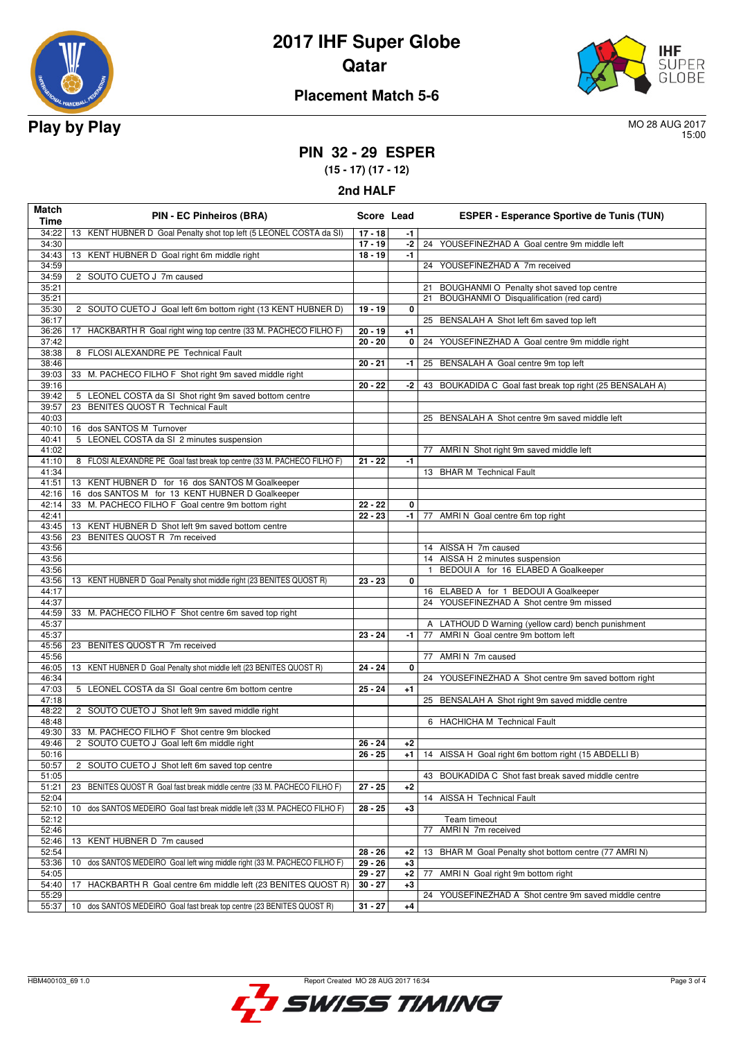# 2017 IHF Super Globe
## Qatar

### Placement Match 5-6

**Play by Play**

MO 28 AUG 2017
15:00

## PIN 32 - 29 ESPER

**(15 - 17) (17 - 12)**

### 2nd HALF

| Match Time | PIN - EC Pinheiros (BRA) | Score | Lead | ESPER - Esperance Sportive de Tunis (TUN) |
|---|---|---|---|---|
| 34:22 | 13 KENT HUBNER D Goal Penalty shot top left (5 LEONEL COSTA da SI) | 17 - 18 | -1 | |
| 34:30 | | 17 - 19 | -2 | 24 YOUSEFINEZHAD A Goal centre 9m middle left |
| 34:43 | 13 KENT HUBNER D Goal right 6m middle right | 18 - 19 | -1 | |
| 34:59 | | | | 24 YOUSEFINEZHAD A 7m received |
| 34:59 | 2 SOUTO CUETO J 7m caused | | | |
| 35:21 | | | | 21 BOUGHANMI O Penalty shot saved top centre |
| 35:21 | | | | 21 BOUGHANMI O Disqualification (red card) |
| 35:30 | 2 SOUTO CUETO J Goal left 6m bottom right (13 KENT HUBNER D) | 19 - 19 | 0 | |
| 36:17 | | | | 25 BENSALAH A Shot left 6m saved top left |
| 36:26 | 17 HACKBARTH R Goal right wing top centre (33 M. PACHECO FILHO F) | 20 - 19 | +1 | |
| 37:42 | | 20 - 20 | 0 | 24 YOUSEFINEZHAD A Goal centre 9m middle right |
| 38:38 | 8 FLOSI ALEXANDRE PE Technical Fault | | | |
| 38:46 | | 20 - 21 | -1 | 25 BENSALAH A Goal centre 9m top left |
| 39:03 | 33 M. PACHECO FILHO F Shot right 9m saved middle right | | | |
| 39:16 | | 20 - 22 | -2 | 43 BOUKADIDA C Goal fast break top right (25 BENSALAH A) |
| 39:42 | 5 LEONEL COSTA da SI Shot right 9m saved bottom centre | | | |
| 39:57 | 23 BENITES QUOST R Technical Fault | | | |
| 40:03 | | | | 25 BENSALAH A Shot centre 9m saved middle left |
| 40:10 | 16 dos SANTOS M Turnover | | | |
| 40:41 | 5 LEONEL COSTA da SI 2 minutes suspension | | | |
| 41:02 | | | | 77 AMRI N Shot right 9m saved middle left |
| 41:10 | 8 FLOSI ALEXANDRE PE Goal fast break top centre (33 M. PACHECO FILHO F) | 21 - 22 | -1 | |
| 41:34 | | | | 13 BHAR M Technical Fault |
| 41:51 | 13 KENT HUBNER D for 16 dos SANTOS M Goalkeeper | | | |
| 42:16 | 16 dos SANTOS M for 13 KENT HUBNER D Goalkeeper | | | |
| 42:14 | 33 M. PACHECO FILHO F Goal centre 9m bottom right | 22 - 22 | 0 | |
| 42:41 | | 22 - 23 | -1 | 77 AMRI N Goal centre 6m top right |
| 43:45 | 13 KENT HUBNER D Shot left 9m saved bottom centre | | | |
| 43:56 | 23 BENITES QUOST R 7m received | | | |
| 43:56 | | | | 14 AISSA H 7m caused |
| 43:56 | | | | 14 AISSA H 2 minutes suspension |
| 43:56 | | | | 1 BEDOUI A for 16 ELABED A Goalkeeper |
| 43:56 | 13 KENT HUBNER D Goal Penalty shot middle right (23 BENITES QUOST R) | 23 - 23 | 0 | |
| 44:17 | | | | 16 ELABED A for 1 BEDOUI A Goalkeeper |
| 44:37 | | | | 24 YOUSEFINEZHAD A Shot centre 9m missed |
| 44:59 | 33 M. PACHECO FILHO F Shot centre 6m saved top right | | | |
| 45:37 | | | | A LATHOUD D Warning (yellow card) bench punishment |
| 45:37 | | 23 - 24 | -1 | 77 AMRI N Goal centre 9m bottom left |
| 45:56 | 23 BENITES QUOST R 7m received | | | |
| 45:56 | | | | 77 AMRI N 7m caused |
| 46:05 | 13 KENT HUBNER D Goal Penalty shot middle left (23 BENITES QUOST R) | 24 - 24 | 0 | |
| 46:34 | | | | 24 YOUSEFINEZHAD A Shot centre 9m saved bottom right |
| 47:03 | 5 LEONEL COSTA da SI Goal centre 6m bottom centre | 25 - 24 | +1 | |
| 47:18 | | | | 25 BENSALAH A Shot right 9m saved middle centre |
| 48:22 | 2 SOUTO CUETO J Shot left 9m saved middle right | | | |
| 48:48 | | | | 6 HACHICHA M Technical Fault |
| 49:30 | 33 M. PACHECO FILHO F Shot centre 9m blocked | | | |
| 49:46 | 2 SOUTO CUETO J Goal left 6m middle right | 26 - 24 | +2 | |
| 50:16 | | 26 - 25 | +1 | 14 AISSA H Goal right 6m bottom right (15 ABDELLI B) |
| 50:57 | 2 SOUTO CUETO J Shot left 6m saved top centre | | | |
| 51:05 | | | | 43 BOUKADIDA C Shot fast break saved middle centre |
| 51:21 | 23 BENITES QUOST R Goal fast break middle centre (33 M. PACHECO FILHO F) | 27 - 25 | +2 | |
| 52:04 | | | | 14 AISSA H Technical Fault |
| 52:10 | 10 dos SANTOS MEDEIRO Goal fast break middle left (33 M. PACHECO FILHO F) | 28 - 25 | +3 | |
| 52:12 | | | | Team timeout |
| 52:46 | | | | 77 AMRI N 7m received |
| 52:46 | 13 KENT HUBNER D 7m caused | | | |
| 52:54 | | 28 - 26 | +2 | 13 BHAR M Goal Penalty shot bottom centre (77 AMRI N) |
| 53:36 | 10 dos SANTOS MEDEIRO Goal left wing middle right (33 M. PACHECO FILHO F) | 29 - 26 | +3 | |
| 54:05 | | 29 - 27 | +2 | 77 AMRI N Goal right 9m bottom right |
| 54:40 | 17 HACKBARTH R Goal centre 6m middle left (23 BENITES QUOST R) | 30 - 27 | +3 | |
| 55:29 | | | | 24 YOUSEFINEZHAD A Shot centre 9m saved middle centre |
| 55:37 | 10 dos SANTOS MEDEIRO Goal fast break top centre (23 BENITES QUOST R) | 31 - 27 | +4 | |

HBM400103_69 1.0 Report Created MO 28 AUG 2017 16:34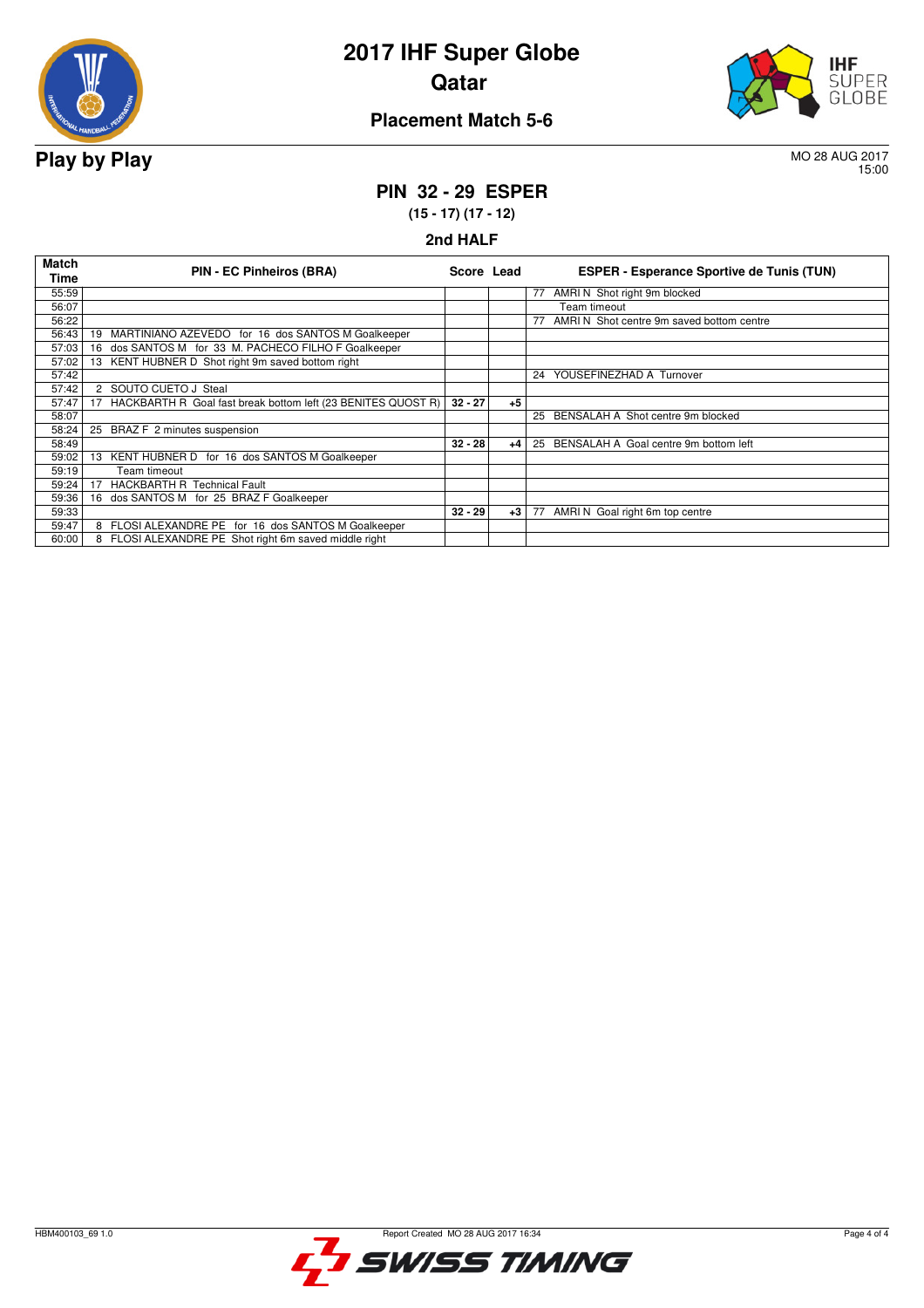# 2017 IHF Super Globe
## Qatar
### Placement Match 5-6

## Play by Play

MO 28 AUG 2017
15:00

### PIN 32 - 29 ESPER

**(15 - 17) (17 - 12)**

### 2nd HALF

| Match Time | PIN - EC Pinheiros (BRA) | Score | Lead | ESPER - Esperance Sportive de Tunis (TUN) |
|---|---|---|---|---|
| 55:59 | | | | 77 AMRI N Shot right 9m blocked |
| 56:07 | | | | Team timeout |
| 56:22 | | | | 77 AMRI N Shot centre 9m saved bottom centre |
| 56:43 | 19 MARTINIANO AZEVEDO for 16 dos SANTOS M Goalkeeper | | | |
| 57:03 | 16 dos SANTOS M for 33 M. PACHECO FILHO F Goalkeeper | | | |
| 57:02 | 13 KENT HUBNER D Shot right 9m saved bottom right | | | |
| 57:42 | | | | 24 YOUSEFINEZHAD A Turnover |
| 57:42 | 2 SOUTO CUETO J Steal | | | |
| 57:47 | 17 HACKBARTH R Goal fast break bottom left (23 BENITES QUOST R) | 32 - 27 | +5 | |
| 58:07 | | | | 25 BENSALAH A Shot centre 9m blocked |
| 58:24 | 25 BRAZ F 2 minutes suspension | | | |
| 58:49 | | 32 - 28 | +4 | 25 BENSALAH A Goal centre 9m bottom left |
| 59:02 | 13 KENT HUBNER D for 16 dos SANTOS M Goalkeeper | | | |
| 59:19 | Team timeout | | | |
| 59:24 | 17 HACKBARTH R Technical Fault | | | |
| 59:36 | 16 dos SANTOS M for 25 BRAZ F Goalkeeper | | | |
| 59:33 | | 32 - 29 | +3 | 77 AMRI N Goal right 6m top centre |
| 59:47 | 8 FLOSI ALEXANDRE PE for 16 dos SANTOS M Goalkeeper | | | |
| 60:00 | 8 FLOSI ALEXANDRE PE Shot right 6m saved middle right | | | |

HBM400103_69 1.0 Report Created MO 28 AUG 2017 16:34